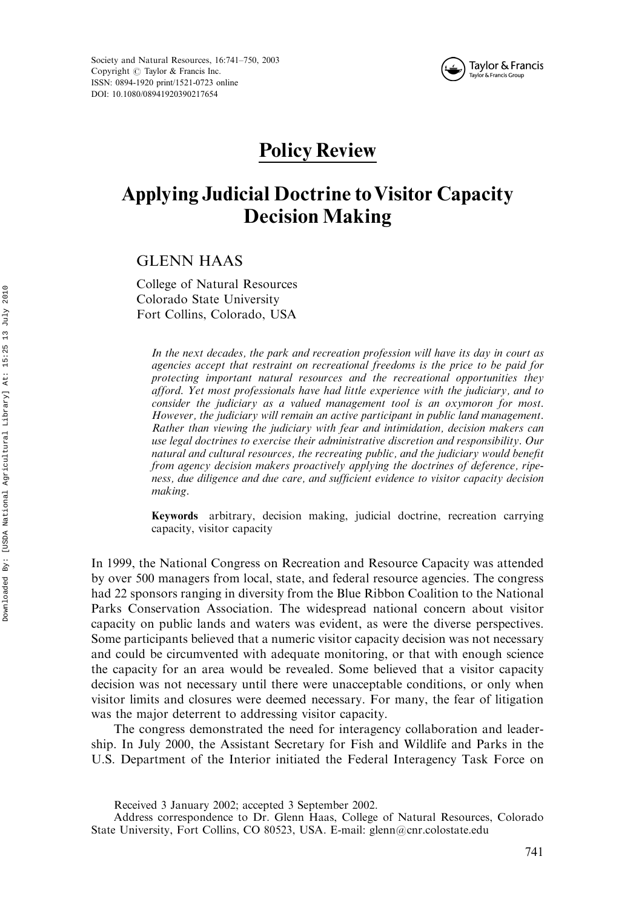Society and Natural Resources, 16:741–750, 2003
Copyright © Taylor & Francis Inc.
ISSN: 0894-1920 print/1521-0723 online
DOI: 10.1080/08941920390217654

## Policy Review

# Applying Judicial Doctrine to Visitor Capacity Decision Making

GLENN HAAS

College of Natural Resources
Colorado State University
Fort Collins, Colorado, USA

*In the next decades, the park and recreation profession will have its day in court as agencies accept that restraint on recreational freedoms is the price to be paid for protecting important natural resources and the recreational opportunities they afford. Yet most professionals have had little experience with the judiciary, and to consider the judiciary as a valued management tool is an oxymoron for most. However, the judiciary will remain an active participant in public land management. Rather than viewing the judiciary with fear and intimidation, decision makers can use legal doctrines to exercise their administrative discretion and responsibility. Our natural and cultural resources, the recreating public, and the judiciary would benefit from agency decision makers proactively applying the doctrines of deference, ripeness, due diligence and due care, and sufficient evidence to visitor capacity decision making.*

**Keywords** arbitrary, decision making, judicial doctrine, recreation carrying capacity, visitor capacity

In 1999, the National Congress on Recreation and Resource Capacity was attended by over 500 managers from local, state, and federal resource agencies. The congress had 22 sponsors ranging in diversity from the Blue Ribbon Coalition to the National Parks Conservation Association. The widespread national concern about visitor capacity on public lands and waters was evident, as were the diverse perspectives. Some participants believed that a numeric visitor capacity decision was not necessary and could be circumvented with adequate monitoring, or that with enough science the capacity for an area would be revealed. Some believed that a visitor capacity decision was not necessary until there were unacceptable conditions, or only when visitor limits and closures were deemed necessary. For many, the fear of litigation was the major deterrent to addressing visitor capacity.

The congress demonstrated the need for interagency collaboration and leadership. In July 2000, the Assistant Secretary for Fish and Wildlife and Parks in the U.S. Department of the Interior initiated the Federal Interagency Task Force on

Received 3 January 2002; accepted 3 September 2002.

Address correspondence to Dr. Glenn Haas, College of Natural Resources, Colorado State University, Fort Collins, CO 80523, USA. E-mail: glenn@cnr.colostate.edu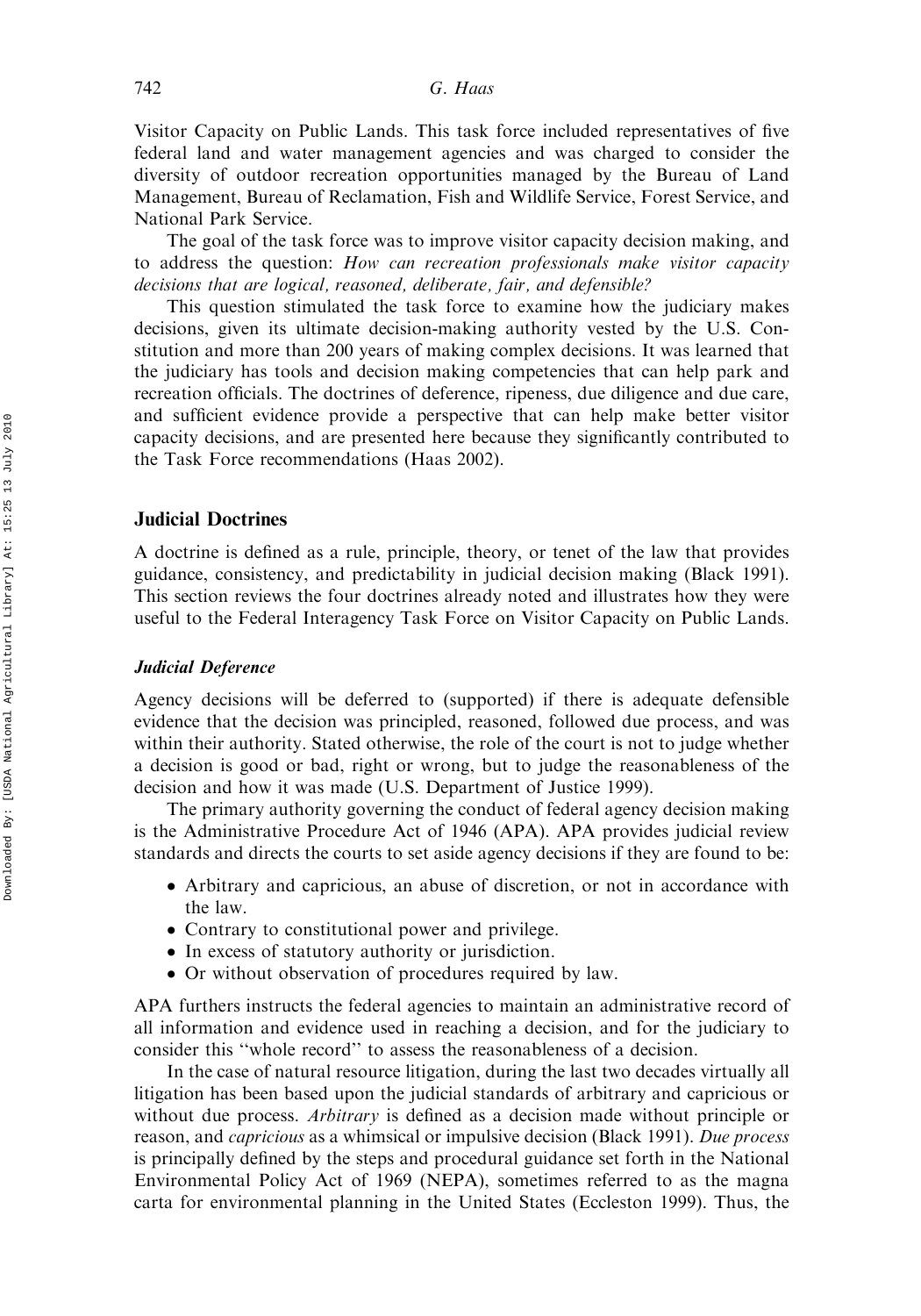Visitor Capacity on Public Lands. This task force included representatives of five federal land and water management agencies and was charged to consider the diversity of outdoor recreation opportunities managed by the Bureau of Land Management, Bureau of Reclamation, Fish and Wildlife Service, Forest Service, and National Park Service.

The goal of the task force was to improve visitor capacity decision making, and to address the question: *How can recreation professionals make visitor capacity decisions that are logical, reasoned, deliberate, fair, and defensible?*

This question stimulated the task force to examine how the judiciary makes decisions, given its ultimate decision-making authority vested by the U.S. Constitution and more than 200 years of making complex decisions. It was learned that the judiciary has tools and decision making competencies that can help park and recreation officials. The doctrines of deference, ripeness, due diligence and due care, and sufficient evidence provide a perspective that can help make better visitor capacity decisions, and are presented here because they significantly contributed to the Task Force recommendations (Haas 2002).

## Judicial Doctrines

A doctrine is defined as a rule, principle, theory, or tenet of the law that provides guidance, consistency, and predictability in judicial decision making (Black 1991). This section reviews the four doctrines already noted and illustrates how they were useful to the Federal Interagency Task Force on Visitor Capacity on Public Lands.

### *Judicial Deference*

Agency decisions will be deferred to (supported) if there is adequate defensible evidence that the decision was principled, reasoned, followed due process, and was within their authority. Stated otherwise, the role of the court is not to judge whether a decision is good or bad, right or wrong, but to judge the reasonableness of the decision and how it was made (U.S. Department of Justice 1999).

The primary authority governing the conduct of federal agency decision making is the Administrative Procedure Act of 1946 (APA). APA provides judicial review standards and directs the courts to set aside agency decisions if they are found to be:

- Arbitrary and capricious, an abuse of discretion, or not in accordance with the law.
- Contrary to constitutional power and privilege.
- In excess of statutory authority or jurisdiction.
- Or without observation of procedures required by law.

APA furthers instructs the federal agencies to maintain an administrative record of all information and evidence used in reaching a decision, and for the judiciary to consider this ''whole record'' to assess the reasonableness of a decision.

In the case of natural resource litigation, during the last two decades virtually all litigation has been based upon the judicial standards of arbitrary and capricious or without due process. *Arbitrary* is defined as a decision made without principle or reason, and *capricious* as a whimsical or impulsive decision (Black 1991). *Due process* is principally defined by the steps and procedural guidance set forth in the National Environmental Policy Act of 1969 (NEPA), sometimes referred to as the magna carta for environmental planning in the United States (Eccleston 1999). Thus, the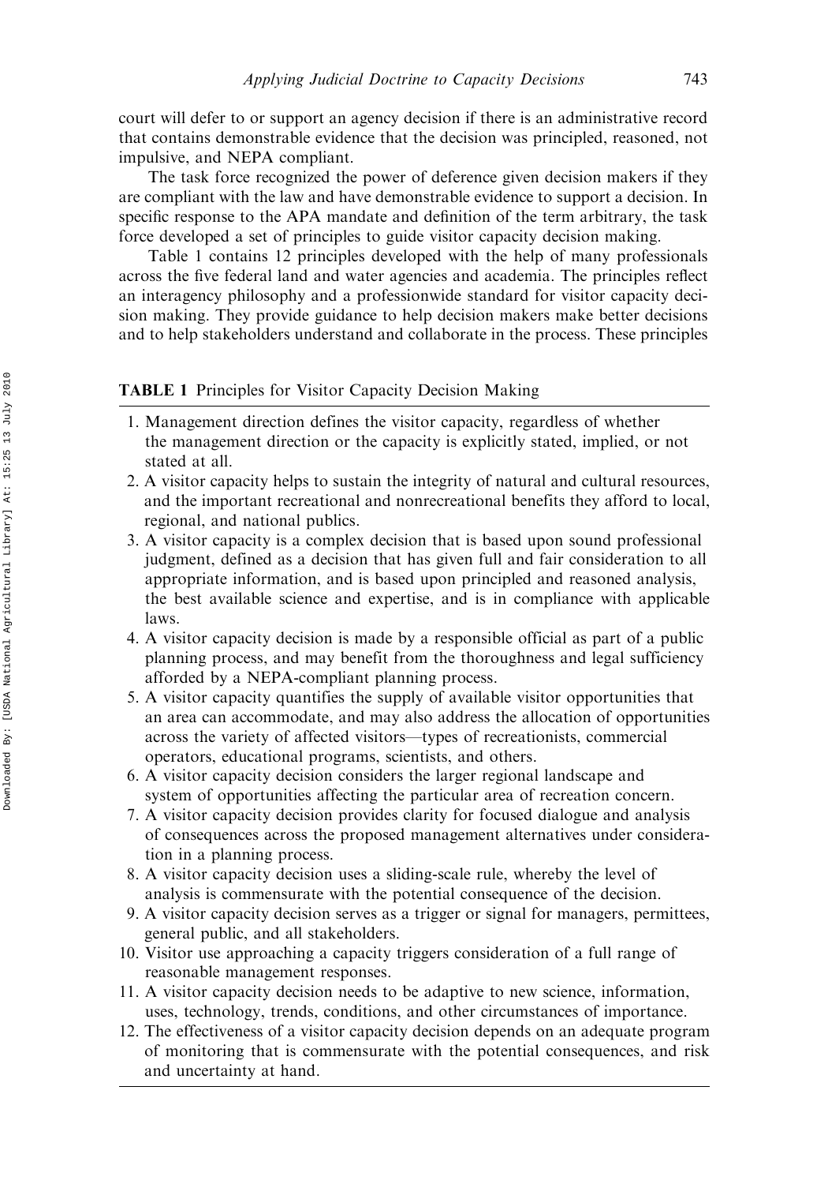court will defer to or support an agency decision if there is an administrative record that contains demonstrable evidence that the decision was principled, reasoned, not impulsive, and NEPA compliant.

The task force recognized the power of deference given decision makers if they are compliant with the law and have demonstrable evidence to support a decision. In specific response to the APA mandate and definition of the term arbitrary, the task force developed a set of principles to guide visitor capacity decision making.

Table 1 contains 12 principles developed with the help of many professionals across the five federal land and water agencies and academia. The principles reflect an interagency philosophy and a professionwide standard for visitor capacity decision making. They provide guidance to help decision makers make better decisions and to help stakeholders understand and collaborate in the process. These principles

**TABLE 1** Principles for Visitor Capacity Decision Making

1. Management direction defines the visitor capacity, regardless of whether the management direction or the capacity is explicitly stated, implied, or not stated at all.
2. A visitor capacity helps to sustain the integrity of natural and cultural resources, and the important recreational and nonrecreational benefits they afford to local, regional, and national publics.
3. A visitor capacity is a complex decision that is based upon sound professional judgment, defined as a decision that has given full and fair consideration to all appropriate information, and is based upon principled and reasoned analysis, the best available science and expertise, and is in compliance with applicable laws.
4. A visitor capacity decision is made by a responsible official as part of a public planning process, and may benefit from the thoroughness and legal sufficiency afforded by a NEPA-compliant planning process.
5. A visitor capacity quantifies the supply of available visitor opportunities that an area can accommodate, and may also address the allocation of opportunities across the variety of affected visitors—types of recreationists, commercial operators, educational programs, scientists, and others.
6. A visitor capacity decision considers the larger regional landscape and system of opportunities affecting the particular area of recreation concern.
7. A visitor capacity decision provides clarity for focused dialogue and analysis of consequences across the proposed management alternatives under consideration in a planning process.
8. A visitor capacity decision uses a sliding-scale rule, whereby the level of analysis is commensurate with the potential consequence of the decision.
9. A visitor capacity decision serves as a trigger or signal for managers, permittees, general public, and all stakeholders.
10. Visitor use approaching a capacity triggers consideration of a full range of reasonable management responses.
11. A visitor capacity decision needs to be adaptive to new science, information, uses, technology, trends, conditions, and other circumstances of importance.
12. The effectiveness of a visitor capacity decision depends on an adequate program of monitoring that is commensurate with the potential consequences, and risk and uncertainty at hand.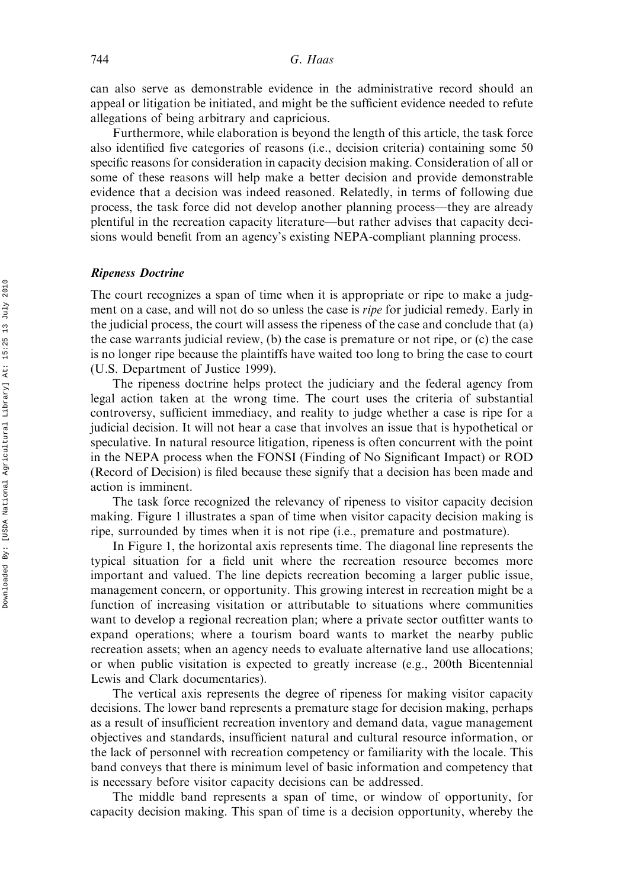can also serve as demonstrable evidence in the administrative record should an appeal or litigation be initiated, and might be the sufficient evidence needed to refute allegations of being arbitrary and capricious.

Furthermore, while elaboration is beyond the length of this article, the task force also identified five categories of reasons (i.e., decision criteria) containing some 50 specific reasons for consideration in capacity decision making. Consideration of all or some of these reasons will help make a better decision and provide demonstrable evidence that a decision was indeed reasoned. Relatedly, in terms of following due process, the task force did not develop another planning process—they are already plentiful in the recreation capacity literature—but rather advises that capacity decisions would benefit from an agency's existing NEPA-compliant planning process.

### *Ripeness Doctrine*

The court recognizes a span of time when it is appropriate or ripe to make a judgment on a case, and will not do so unless the case is *ripe* for judicial remedy. Early in the judicial process, the court will assess the ripeness of the case and conclude that (a) the case warrants judicial review, (b) the case is premature or not ripe, or (c) the case is no longer ripe because the plaintiffs have waited too long to bring the case to court (U.S. Department of Justice 1999).

The ripeness doctrine helps protect the judiciary and the federal agency from legal action taken at the wrong time. The court uses the criteria of substantial controversy, sufficient immediacy, and reality to judge whether a case is ripe for a judicial decision. It will not hear a case that involves an issue that is hypothetical or speculative. In natural resource litigation, ripeness is often concurrent with the point in the NEPA process when the FONSI (Finding of No Significant Impact) or ROD (Record of Decision) is filed because these signify that a decision has been made and action is imminent.

The task force recognized the relevancy of ripeness to visitor capacity decision making. Figure 1 illustrates a span of time when visitor capacity decision making is ripe, surrounded by times when it is not ripe (i.e., premature and postmature).

In Figure 1, the horizontal axis represents time. The diagonal line represents the typical situation for a field unit where the recreation resource becomes more important and valued. The line depicts recreation becoming a larger public issue, management concern, or opportunity. This growing interest in recreation might be a function of increasing visitation or attributable to situations where communities want to develop a regional recreation plan; where a private sector outfitter wants to expand operations; where a tourism board wants to market the nearby public recreation assets; when an agency needs to evaluate alternative land use allocations; or when public visitation is expected to greatly increase (e.g., 200th Bicentennial Lewis and Clark documentaries).

The vertical axis represents the degree of ripeness for making visitor capacity decisions. The lower band represents a premature stage for decision making, perhaps as a result of insufficient recreation inventory and demand data, vague management objectives and standards, insufficient natural and cultural resource information, or the lack of personnel with recreation competency or familiarity with the locale. This band conveys that there is minimum level of basic information and competency that is necessary before visitor capacity decisions can be addressed.

The middle band represents a span of time, or window of opportunity, for capacity decision making. This span of time is a decision opportunity, whereby the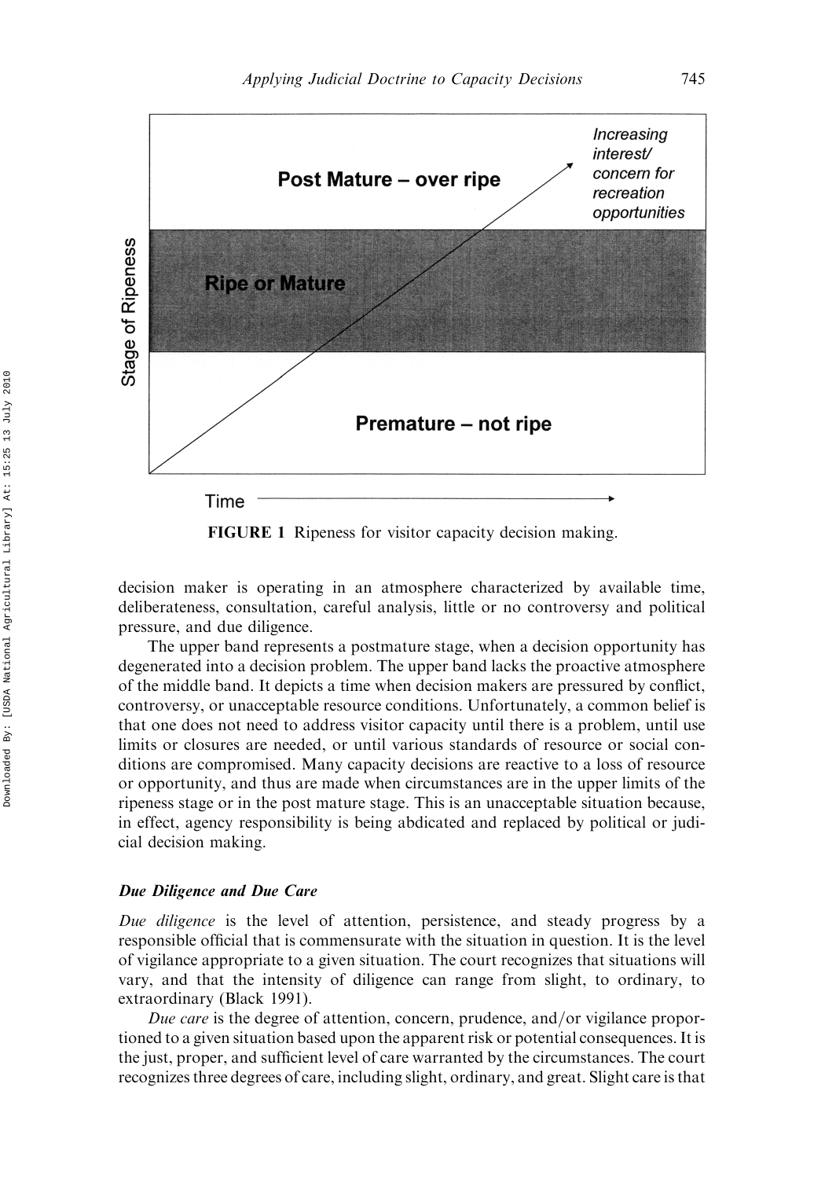FIGURE 1 Ripeness for visitor capacity decision making.

decision maker is operating in an atmosphere characterized by available time, deliberateness, consultation, careful analysis, little or no controversy and political pressure, and due diligence.

The upper band represents a postmature stage, when a decision opportunity has degenerated into a decision problem. The upper band lacks the proactive atmosphere of the middle band. It depicts a time when decision makers are pressured by conflict, controversy, or unacceptable resource conditions. Unfortunately, a common belief is that one does not need to address visitor capacity until there is a problem, until use limits or closures are needed, or until various standards of resource or social conditions are compromised. Many capacity decisions are reactive to a loss of resource or opportunity, and thus are made when circumstances are in the upper limits of the ripeness stage or in the post mature stage. This is an unacceptable situation because, in effect, agency responsibility is being abdicated and replaced by political or judicial decision making.

### *Due Diligence and Due Care*

*Due diligence* is the level of attention, persistence, and steady progress by a responsible official that is commensurate with the situation in question. It is the level of vigilance appropriate to a given situation. The court recognizes that situations will vary, and that the intensity of diligence can range from slight, to ordinary, to extraordinary (Black 1991).

*Due care* is the degree of attention, concern, prudence, and/or vigilance proportioned to a given situation based upon the apparent risk or potential consequences. It is the just, proper, and sufficient level of care warranted by the circumstances. The court recognizes three degrees of care, including slight, ordinary, and great. Slight care is that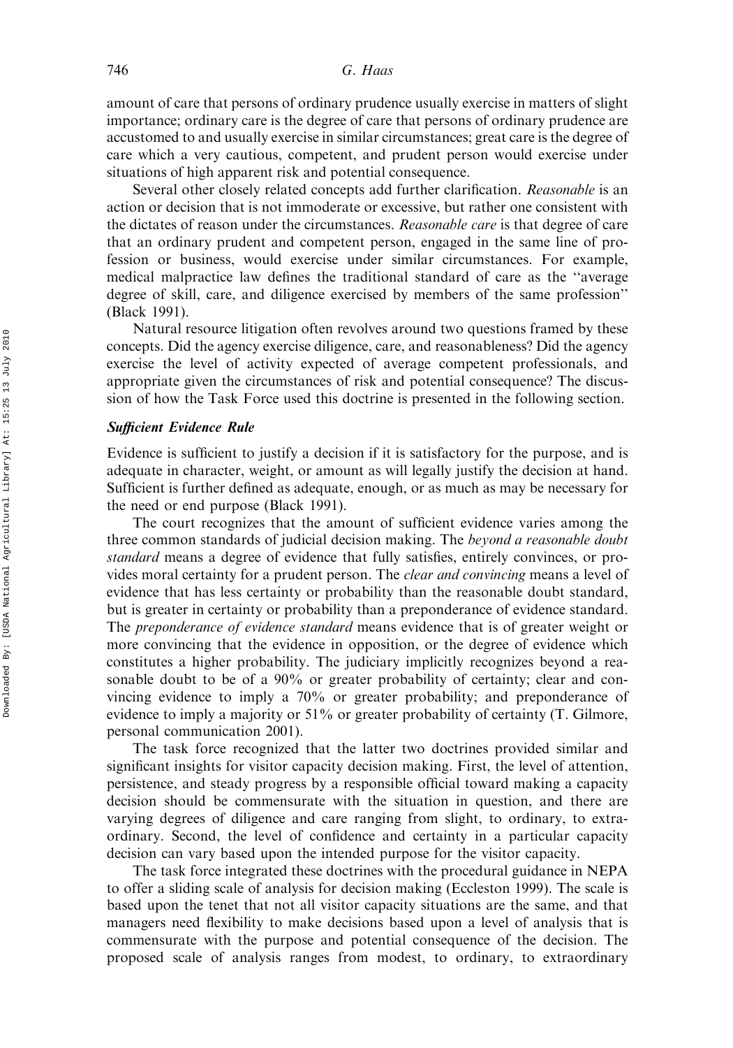amount of care that persons of ordinary prudence usually exercise in matters of slight importance; ordinary care is the degree of care that persons of ordinary prudence are accustomed to and usually exercise in similar circumstances; great care is the degree of care which a very cautious, competent, and prudent person would exercise under situations of high apparent risk and potential consequence.

Several other closely related concepts add further clarification. *Reasonable* is an action or decision that is not immoderate or excessive, but rather one consistent with the dictates of reason under the circumstances. *Reasonable care* is that degree of care that an ordinary prudent and competent person, engaged in the same line of profession or business, would exercise under similar circumstances. For example, medical malpractice law defines the traditional standard of care as the ''average degree of skill, care, and diligence exercised by members of the same profession'' (Black 1991).

Natural resource litigation often revolves around two questions framed by these concepts. Did the agency exercise diligence, care, and reasonableness? Did the agency exercise the level of activity expected of average competent professionals, and appropriate given the circumstances of risk and potential consequence? The discussion of how the Task Force used this doctrine is presented in the following section.

### *Sufficient Evidence Rule*

Evidence is sufficient to justify a decision if it is satisfactory for the purpose, and is adequate in character, weight, or amount as will legally justify the decision at hand. Sufficient is further defined as adequate, enough, or as much as may be necessary for the need or end purpose (Black 1991).

The court recognizes that the amount of sufficient evidence varies among the three common standards of judicial decision making. The *beyond a reasonable doubt standard* means a degree of evidence that fully satisfies, entirely convinces, or provides moral certainty for a prudent person. The *clear and convincing* means a level of evidence that has less certainty or probability than the reasonable doubt standard, but is greater in certainty or probability than a preponderance of evidence standard. The *preponderance of evidence standard* means evidence that is of greater weight or more convincing that the evidence in opposition, or the degree of evidence which constitutes a higher probability. The judiciary implicitly recognizes beyond a reasonable doubt to be of a 90% or greater probability of certainty; clear and convincing evidence to imply a 70% or greater probability; and preponderance of evidence to imply a majority or 51% or greater probability of certainty (T. Gilmore, personal communication 2001).

The task force recognized that the latter two doctrines provided similar and significant insights for visitor capacity decision making. First, the level of attention, persistence, and steady progress by a responsible official toward making a capacity decision should be commensurate with the situation in question, and there are varying degrees of diligence and care ranging from slight, to ordinary, to extraordinary. Second, the level of confidence and certainty in a particular capacity decision can vary based upon the intended purpose for the visitor capacity.

The task force integrated these doctrines with the procedural guidance in NEPA to offer a sliding scale of analysis for decision making (Eccleston 1999). The scale is based upon the tenet that not all visitor capacity situations are the same, and that managers need flexibility to make decisions based upon a level of analysis that is commensurate with the purpose and potential consequence of the decision. The proposed scale of analysis ranges from modest, to ordinary, to extraordinary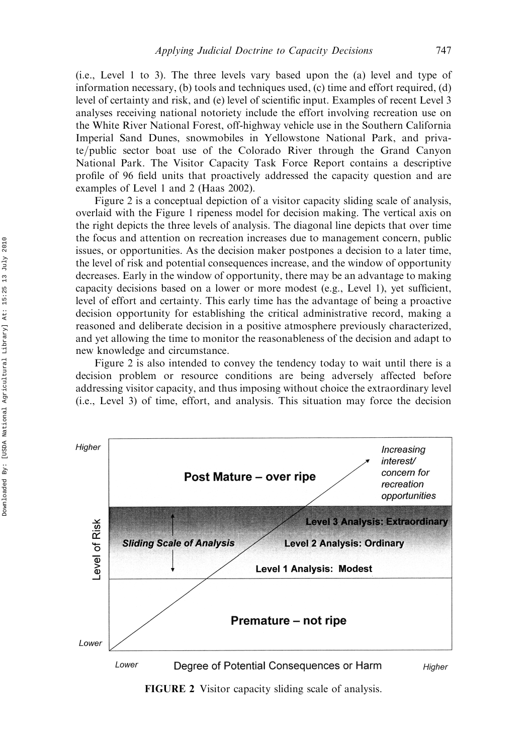(i.e., Level 1 to 3). The three levels vary based upon the (a) level and type of information necessary, (b) tools and techniques used, (c) time and effort required, (d) level of certainty and risk, and (e) level of scientific input. Examples of recent Level 3 analyses receiving national notoriety include the effort involving recreation use on the White River National Forest, off-highway vehicle use in the Southern California Imperial Sand Dunes, snowmobiles in Yellowstone National Park, and private/public sector boat use of the Colorado River through the Grand Canyon National Park. The Visitor Capacity Task Force Report contains a descriptive profile of 96 field units that proactively addressed the capacity question and are examples of Level 1 and 2 (Haas 2002).

Figure 2 is a conceptual depiction of a visitor capacity sliding scale of analysis, overlaid with the Figure 1 ripeness model for decision making. The vertical axis on the right depicts the three levels of analysis. The diagonal line depicts that over time the focus and attention on recreation increases due to management concern, public issues, or opportunities. As the decision maker postpones a decision to a later time, the level of risk and potential consequences increase, and the window of opportunity decreases. Early in the window of opportunity, there may be an advantage to making capacity decisions based on a lower or more modest (e.g., Level 1), yet sufficient, level of effort and certainty. This early time has the advantage of being a proactive decision opportunity for establishing the critical administrative record, making a reasoned and deliberate decision in a positive atmosphere previously characterized, and yet allowing the time to monitor the reasonableness of the decision and adapt to new knowledge and circumstance.

Figure 2 is also intended to convey the tendency today to wait until there is a decision problem or resource conditions are being adversely affected before addressing visitor capacity, and thus imposing without choice the extraordinary level (i.e., Level 3) of time, effort, and analysis. This situation may force the decision

**FIGURE 2** Visitor capacity sliding scale of analysis.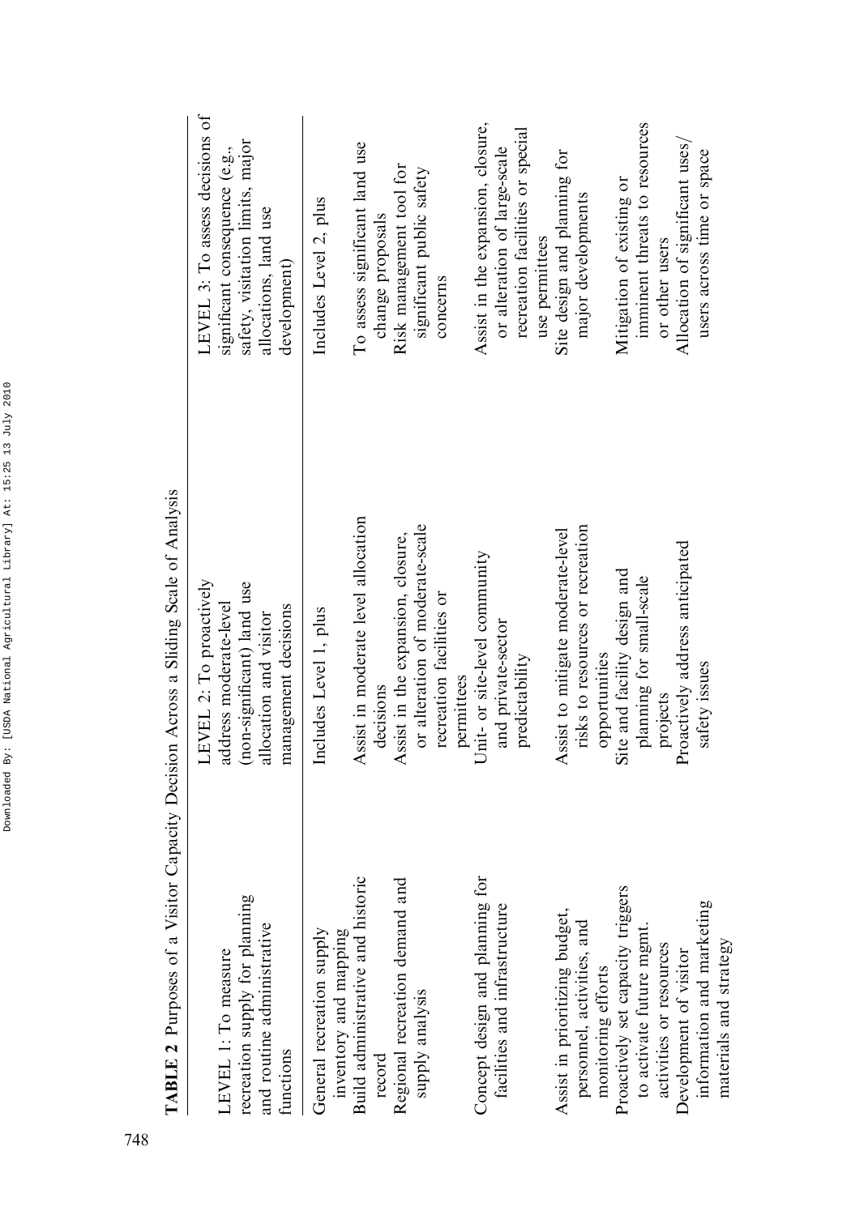**TABLE 2** Purposes of a Visitor Capacity Decision Across a Sliding Scale of Analysis

| LEVEL 1: To measure recreation supply for planning and routine administrative functions | LEVEL 2: To proactively address moderate-level (non-significant) land use allocation and visitor management decisions | LEVEL 3: To assess decisions of significant consequence (e.g., safety, visitation limits, major allocations, land use development) |
|---|---|---|
| General recreation supply inventory and mapping | Includes Level 1, plus | Includes Level 2, plus |
| Build administrative and historic record | Assist in moderate level allocation decisions | To assess significant land use change proposals |
| Regional recreation demand and supply analysis | Assist in the expansion, closure, or alteration of moderate-scale recreation facilities or permittees | Risk management tool for significant public safety concerns |
| Concept design and planning for facilities and infrastructure | Unit- or site-level community and private-sector predictability | Assist in the expansion, closure, or alteration of large-scale recreation facilities or special use permittees |
| Assist in prioritizing budget, personnel, activities, and monitoring efforts | Assist to mitigate moderate-level risks to resources or recreation opportunities | Site design and planning for major developments |
| Proactively set capacity triggers to activate future mgmt. activities or resources | Site and facility design and planning for small-scale projects | Mitigation of existing or imminent threats to resources or other users |
| Development of visitor information and marketing materials and strategy | Proactively address anticipated safety issues | Allocation of significant uses/users across time or space |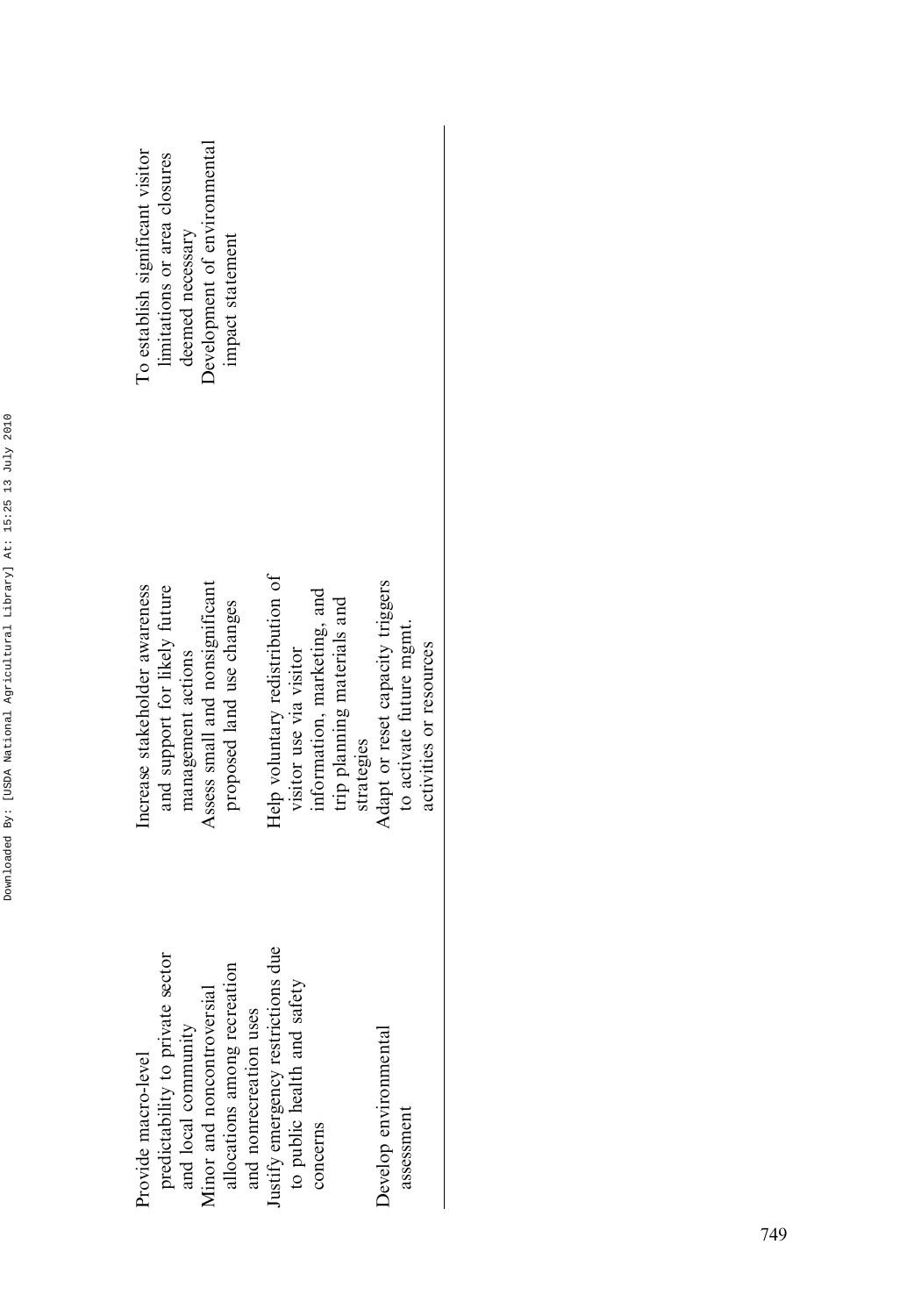| | | |
|---|---|---|
| Provide macro-level predictability to private sector and local community | Increase stakeholder awareness and support for likely future management actions | To establish significant visitor limitations or area closures deemed necessary |
| Minor and noncontroversial allocations among recreation and nonrecreation uses | Assess small and nonsignificant proposed land use changes | Development of environmental impact statement |
| Justify emergency restrictions due to public health and safety concerns | Help voluntary redistribution of visitor use via visitor information, marketing, and trip planning materials and strategies | |
| Develop environmental assessment | Adapt or reset capacity triggers to activate future mgmt. activities or resources | |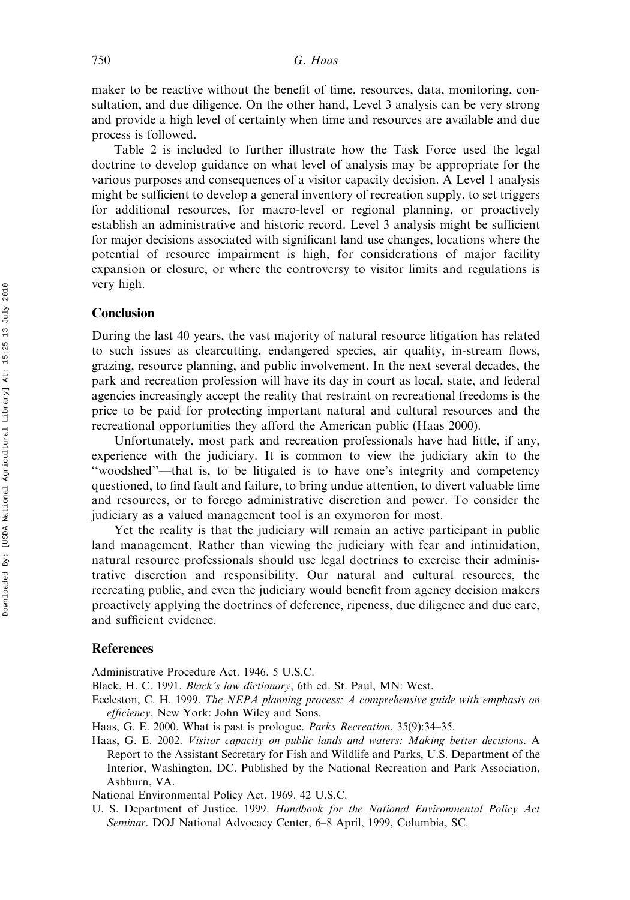maker to be reactive without the benefit of time, resources, data, monitoring, consultation, and due diligence. On the other hand, Level 3 analysis can be very strong and provide a high level of certainty when time and resources are available and due process is followed.

Table 2 is included to further illustrate how the Task Force used the legal doctrine to develop guidance on what level of analysis may be appropriate for the various purposes and consequences of a visitor capacity decision. A Level 1 analysis might be sufficient to develop a general inventory of recreation supply, to set triggers for additional resources, for macro-level or regional planning, or proactively establish an administrative and historic record. Level 3 analysis might be sufficient for major decisions associated with significant land use changes, locations where the potential of resource impairment is high, for considerations of major facility expansion or closure, or where the controversy to visitor limits and regulations is very high.

## Conclusion

During the last 40 years, the vast majority of natural resource litigation has related to such issues as clearcutting, endangered species, air quality, in-stream flows, grazing, resource planning, and public involvement. In the next several decades, the park and recreation profession will have its day in court as local, state, and federal agencies increasingly accept the reality that restraint on recreational freedoms is the price to be paid for protecting important natural and cultural resources and the recreational opportunities they afford the American public (Haas 2000).

Unfortunately, most park and recreation professionals have had little, if any, experience with the judiciary. It is common to view the judiciary akin to the "woodshed"—that is, to be litigated is to have one's integrity and competency questioned, to find fault and failure, to bring undue attention, to divert valuable time and resources, or to forego administrative discretion and power. To consider the judiciary as a valued management tool is an oxymoron for most.

Yet the reality is that the judiciary will remain an active participant in public land management. Rather than viewing the judiciary with fear and intimidation, natural resource professionals should use legal doctrines to exercise their administrative discretion and responsibility. Our natural and cultural resources, the recreating public, and even the judiciary would benefit from agency decision makers proactively applying the doctrines of deference, ripeness, due diligence and due care, and sufficient evidence.

## References

Administrative Procedure Act. 1946. 5 U.S.C.

Black, H. C. 1991. *Black's law dictionary*, 6th ed. St. Paul, MN: West.

Eccleston, C. H. 1999. *The NEPA planning process: A comprehensive guide with emphasis on efficiency*. New York: John Wiley and Sons.

Haas, G. E. 2000. What is past is prologue. *Parks Recreation*. 35(9):34–35.

Haas, G. E. 2002. *Visitor capacity on public lands and waters: Making better decisions*. A Report to the Assistant Secretary for Fish and Wildlife and Parks, U.S. Department of the Interior, Washington, DC. Published by the National Recreation and Park Association, Ashburn, VA.

National Environmental Policy Act. 1969. 42 U.S.C.

U. S. Department of Justice. 1999. *Handbook for the National Environmental Policy Act Seminar*. DOJ National Advocacy Center, 6–8 April, 1999, Columbia, SC.